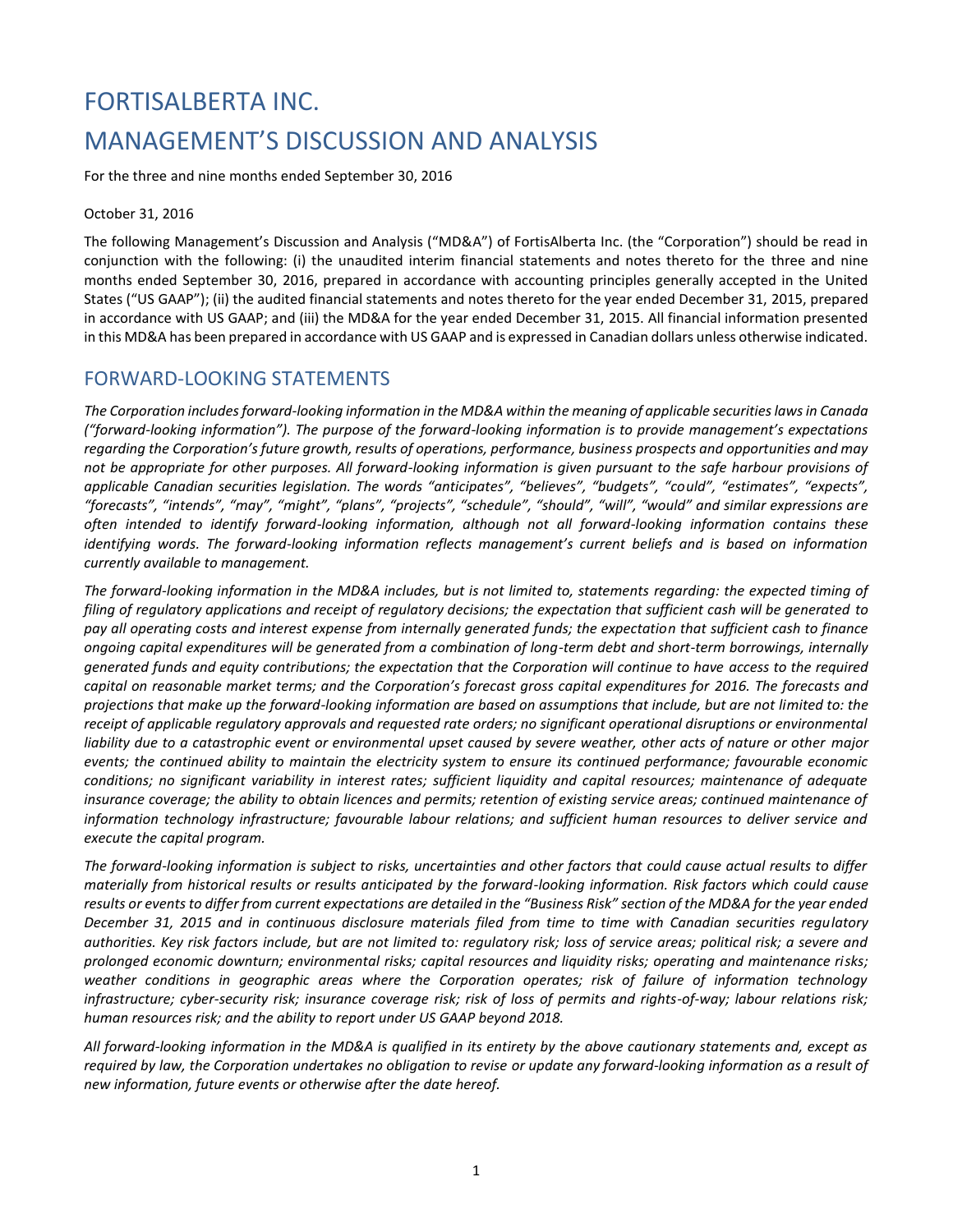# FORTISALBERTA INC.

# MANAGEMENT'S DISCUSSION AND ANALYSIS

For the three and nine months ended September 30, 2016

October 31, 2016

The following Management's Discussion and Analysis ("MD&A") of FortisAlberta Inc. (the "Corporation") should be read in conjunction with the following: (i) the unaudited interim financial statements and notes thereto for the three and nine months ended September 30, 2016, prepared in accordance with accounting principles generally accepted in the United States ("US GAAP"); (ii) the audited financial statements and notes thereto for the year ended December 31, 2015, prepared in accordance with US GAAP; and (iii) the MD&A for the year ended December 31, 2015. All financial information presented in this MD&A has been prepared in accordance with US GAAP and is expressed in Canadian dollars unless otherwise indicated.

## FORWARD-LOOKING STATEMENTS

*The Corporation includes forward-looking information in the MD&A within the meaning of applicable securities laws in Canada ("forward-looking information"). The purpose of the forward-looking information is to provide management's expectations regarding the Corporation's future growth, results of operations, performance, business prospects and opportunities and may not be appropriate for other purposes. All forward-looking information is given pursuant to the safe harbour provisions of applicable Canadian securities legislation. The words "anticipates", "believes", "budgets", "could", "estimates", "expects", "forecasts", "intends", "may", "might", "plans", "projects", "schedule", "should", "will", "would" and similar expressions are often intended to identify forward-looking information, although not all forward-looking information contains these identifying words. The forward-looking information reflects management's current beliefs and is based on information currently available to management.*

*The forward-looking information in the MD&A includes, but is not limited to, statements regarding: the expected timing of filing of regulatory applications and receipt of regulatory decisions; the expectation that sufficient cash will be generated to pay all operating costs and interest expense from internally generated funds; the expectation that sufficient cash to finance ongoing capital expenditures will be generated from a combination of long-term debt and short-term borrowings, internally generated funds and equity contributions; the expectation that the Corporation will continue to have access to the required capital on reasonable market terms; and the Corporation's forecast gross capital expenditures for 2016. The forecasts and projections that make up the forward-looking information are based on assumptions that include, but are not limited to: the receipt of applicable regulatory approvals and requested rate orders; no significant operational disruptions or environmental liability due to a catastrophic event or environmental upset caused by severe weather, other acts of nature or other major events; the continued ability to maintain the electricity system to ensure its continued performance; favourable economic conditions; no significant variability in interest rates; sufficient liquidity and capital resources; maintenance of adequate insurance coverage; the ability to obtain licences and permits; retention of existing service areas; continued maintenance of information technology infrastructure; favourable labour relations; and sufficient human resources to deliver service and execute the capital program.*

*The forward-looking information is subject to risks, uncertainties and other factors that could cause actual results to differ materially from historical results or results anticipated by the forward-looking information. Risk factors which could cause results or events to differ from current expectations are detailed in the "Business Risk" section of the MD&A for the year ended December 31, 2015 and in continuous disclosure materials filed from time to time with Canadian securities regulatory authorities. Key risk factors include, but are not limited to: regulatory risk; loss of service areas; political risk; a severe and prolonged economic downturn; environmental risks; capital resources and liquidity risks; operating and maintenance risks; weather conditions in geographic areas where the Corporation operates; risk of failure of information technology infrastructure; cyber-security risk; insurance coverage risk; risk of loss of permits and rights-of-way; labour relations risk; human resources risk; and the ability to report under US GAAP beyond 2018.*

*All forward-looking information in the MD&A is qualified in its entirety by the above cautionary statements and, except as required by law, the Corporation undertakes no obligation to revise or update any forward-looking information as a result of new information, future events or otherwise after the date hereof.*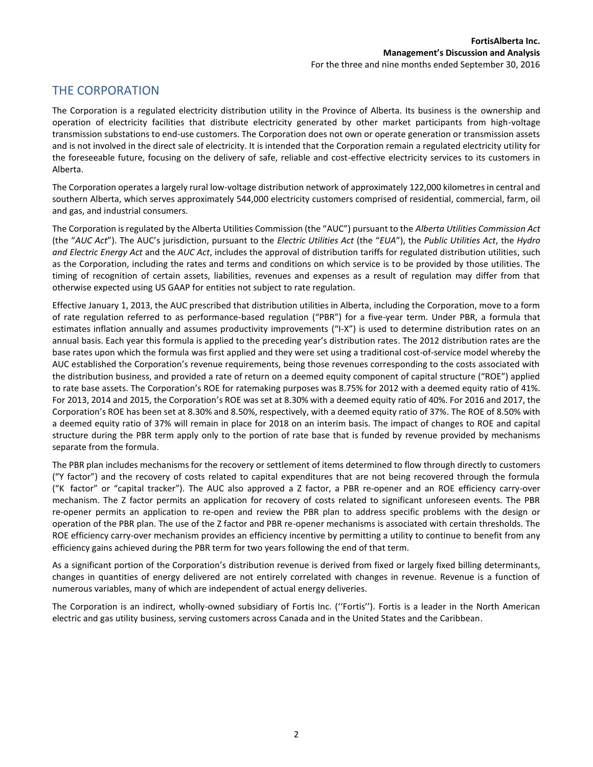# THE CORPORATION

The Corporation is a regulated electricity distribution utility in the Province of Alberta. Its business is the ownership and operation of electricity facilities that distribute electricity generated by other market participants from high-voltage transmission substations to end-use customers. The Corporation does not own or operate generation or transmission assets and is not involved in the direct sale of electricity. It is intended that the Corporation remain a regulated electricity utility for the foreseeable future, focusing on the delivery of safe, reliable and cost-effective electricity services to its customers in Alberta.

The Corporation operates a largely rural low-voltage distribution network of approximately 122,000 kilometres in central and southern Alberta, which serves approximately 544,000 electricity customers comprised of residential, commercial, farm, oil and gas, and industrial consumers.

The Corporation is regulated by the Alberta Utilities Commission (the "AUC") pursuant to the *Alberta Utilities Commission Act* (the "*AUC Act*"). The AUC's jurisdiction, pursuant to the *Electric Utilities Act* (the "*EUA*"), the *Public Utilities Act*, the *Hydro and Electric Energy Act* and the *AUC Act*, includes the approval of distribution tariffs for regulated distribution utilities, such as the Corporation, including the rates and terms and conditions on which service is to be provided by those utilities. The timing of recognition of certain assets, liabilities, revenues and expenses as a result of regulation may differ from that otherwise expected using US GAAP for entities not subject to rate regulation.

Effective January 1, 2013, the AUC prescribed that distribution utilities in Alberta, including the Corporation, move to a form of rate regulation referred to as performance-based regulation ("PBR") for a five-year term. Under PBR, a formula that estimates inflation annually and assumes productivity improvements ("I-X") is used to determine distribution rates on an annual basis. Each year this formula is applied to the preceding year's distribution rates. The 2012 distribution rates are the base rates upon which the formula was first applied and they were set using a traditional cost-of-service model whereby the AUC established the Corporation's revenue requirements, being those revenues corresponding to the costs associated with the distribution business, and provided a rate of return on a deemed equity component of capital structure ("ROE") applied to rate base assets. The Corporation's ROE for ratemaking purposes was 8.75% for 2012 with a deemed equity ratio of 41%. For 2013, 2014 and 2015, the Corporation's ROE was set at 8.30% with a deemed equity ratio of 40%. For 2016 and 2017, the Corporation's ROE has been set at 8.30% and 8.50%, respectively, with a deemed equity ratio of 37%. The ROE of 8.50% with a deemed equity ratio of 37% will remain in place for 2018 on an interim basis. The impact of changes to ROE and capital structure during the PBR term apply only to the portion of rate base that is funded by revenue provided by mechanisms separate from the formula.

The PBR plan includes mechanisms for the recovery or settlement of items determined to flow through directly to customers ("Y factor") and the recovery of costs related to capital expenditures that are not being recovered through the formula ("K factor" or "capital tracker"). The AUC also approved a Z factor, a PBR re-opener and an ROE efficiency carry-over mechanism. The Z factor permits an application for recovery of costs related to significant unforeseen events. The PBR re-opener permits an application to re-open and review the PBR plan to address specific problems with the design or operation of the PBR plan. The use of the Z factor and PBR re-opener mechanisms is associated with certain thresholds. The ROE efficiency carry-over mechanism provides an efficiency incentive by permitting a utility to continue to benefit from any efficiency gains achieved during the PBR term for two years following the end of that term.

As a significant portion of the Corporation's distribution revenue is derived from fixed or largely fixed billing determinants, changes in quantities of energy delivered are not entirely correlated with changes in revenue. Revenue is a function of numerous variables, many of which are independent of actual energy deliveries.

The Corporation is an indirect, wholly-owned subsidiary of Fortis Inc. ("Fortis"). Fortis is a leader in the North American electric and gas utility business, serving customers across Canada and in the United States and the Caribbean.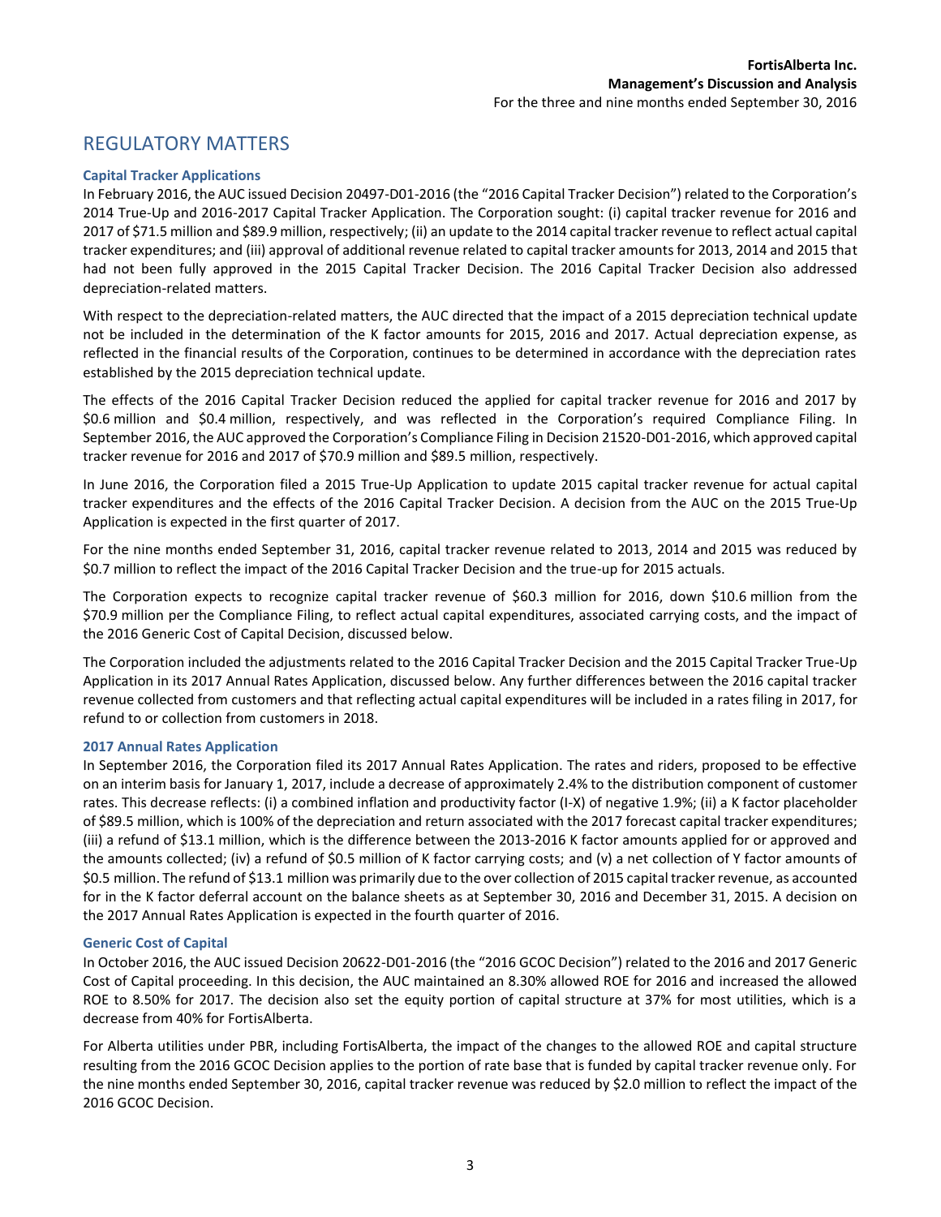## REGULATORY MATTERS

### Capital Tracker Applications

In February 2016, the AUC issued Decision 20497-D01-2016 (the "2016 Capital Tracker Decision") related to the Corporation's 2014 True-Up and 2016-2017 Capital Tracker Application. The Corporation sought: (i) capital tracker revenue for 2016 and 2017 of $71.5 million and $89.9 million, respectively; (ii) an update to the 2014 capital tracker revenue to reflect actual capital tracker expenditures; and (iii) approval of additional revenue related to capital tracker amounts for 2013, 2014 and 2015 that had not been fully approved in the 2015 Capital Tracker Decision. The 2016 Capital Tracker Decision also addressed depreciation-related matters.

With respect to the depreciation-related matters, the AUC directed that the impact of a 2015 depreciation technical update not be included in the determination of the K factor amounts for 2015, 2016 and 2017. Actual depreciation expense, as reflected in the financial results of the Corporation, continues to be determined in accordance with the depreciation rates established by the 2015 depreciation technical update.

The effects of the 2016 Capital Tracker Decision reduced the applied for capital tracker revenue for 2016 and 2017 by $0.6 million and $0.4 million, respectively, and was reflected in the Corporation's required Compliance Filing. In September 2016, the AUC approved the Corporation's Compliance Filing in Decision 21520-D01-2016, which approved capital tracker revenue for 2016 and 2017 of $70.9 million and $89.5 million, respectively.

In June 2016, the Corporation filed a 2015 True-Up Application to update 2015 capital tracker revenue for actual capital tracker expenditures and the effects of the 2016 Capital Tracker Decision. A decision from the AUC on the 2015 True-Up Application is expected in the first quarter of 2017.

For the nine months ended September 31, 2016, capital tracker revenue related to 2013, 2014 and 2015 was reduced by $0.7 million to reflect the impact of the 2016 Capital Tracker Decision and the true-up for 2015 actuals.

The Corporation expects to recognize capital tracker revenue of $60.3 million for 2016, down $10.6 million from the $70.9 million per the Compliance Filing, to reflect actual capital expenditures, associated carrying costs, and the impact of the 2016 Generic Cost of Capital Decision, discussed below.

The Corporation included the adjustments related to the 2016 Capital Tracker Decision and the 2015 Capital Tracker True-Up Application in its 2017 Annual Rates Application, discussed below. Any further differences between the 2016 capital tracker revenue collected from customers and that reflecting actual capital expenditures will be included in a rates filing in 2017, for refund to or collection from customers in 2018.

### 2017 Annual Rates Application

In September 2016, the Corporation filed its 2017 Annual Rates Application. The rates and riders, proposed to be effective on an interim basis for January 1, 2017, include a decrease of approximately 2.4% to the distribution component of customer rates. This decrease reflects: (i) a combined inflation and productivity factor (I-X) of negative 1.9%; (ii) a K factor placeholder of $89.5 million, which is 100% of the depreciation and return associated with the 2017 forecast capital tracker expenditures; (iii) a refund of $13.1 million, which is the difference between the 2013-2016 K factor amounts applied for or approved and the amounts collected; (iv) a refund of $0.5 million of K factor carrying costs; and (v) a net collection of Y factor amounts of $0.5 million. The refund of $13.1 million was primarily due to the over collection of 2015 capital tracker revenue, as accounted for in the K factor deferral account on the balance sheets as at September 30, 2016 and December 31, 2015. A decision on the 2017 Annual Rates Application is expected in the fourth quarter of 2016.

### Generic Cost of Capital

In October 2016, the AUC issued Decision 20622-D01-2016 (the "2016 GCOC Decision") related to the 2016 and 2017 Generic Cost of Capital proceeding. In this decision, the AUC maintained an 8.30% allowed ROE for 2016 and increased the allowed ROE to 8.50% for 2017. The decision also set the equity portion of capital structure at 37% for most utilities, which is a decrease from 40% for FortisAlberta.

For Alberta utilities under PBR, including FortisAlberta, the impact of the changes to the allowed ROE and capital structure resulting from the 2016 GCOC Decision applies to the portion of rate base that is funded by capital tracker revenue only. For the nine months ended September 30, 2016, capital tracker revenue was reduced by $2.0 million to reflect the impact of the 2016 GCOC Decision.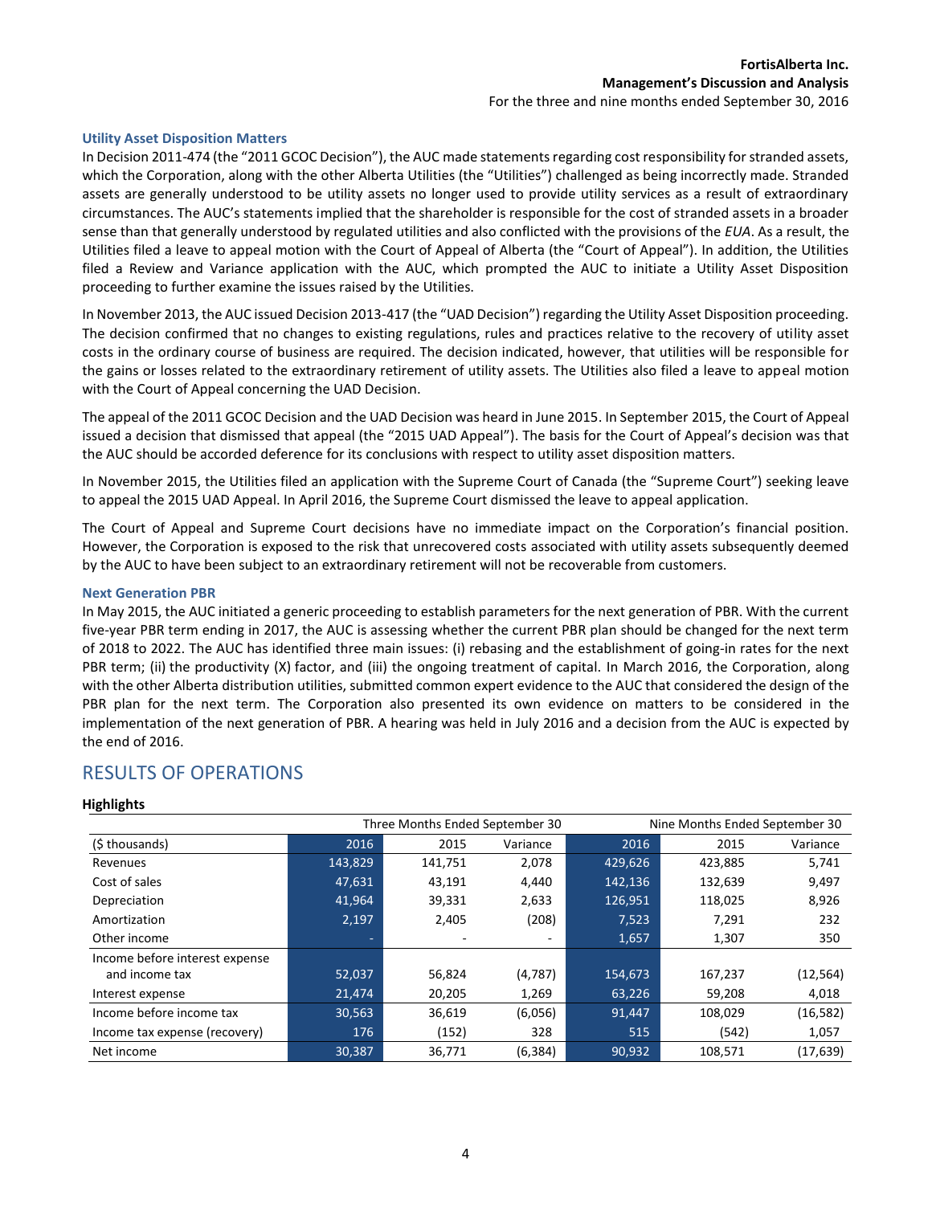### Utility Asset Disposition Matters

In Decision 2011-474 (the "2011 GCOC Decision"), the AUC made statements regarding cost responsibility for stranded assets, which the Corporation, along with the other Alberta Utilities (the "Utilities") challenged as being incorrectly made. Stranded assets are generally understood to be utility assets no longer used to provide utility services as a result of extraordinary circumstances. The AUC's statements implied that the shareholder is responsible for the cost of stranded assets in a broader sense than that generally understood by regulated utilities and also conflicted with the provisions of the *EUA*. As a result, the Utilities filed a leave to appeal motion with the Court of Appeal of Alberta (the "Court of Appeal"). In addition, the Utilities filed a Review and Variance application with the AUC, which prompted the AUC to initiate a Utility Asset Disposition proceeding to further examine the issues raised by the Utilities.

In November 2013, the AUC issued Decision 2013-417 (the "UAD Decision") regarding the Utility Asset Disposition proceeding. The decision confirmed that no changes to existing regulations, rules and practices relative to the recovery of utility asset costs in the ordinary course of business are required. The decision indicated, however, that utilities will be responsible for the gains or losses related to the extraordinary retirement of utility assets. The Utilities also filed a leave to appeal motion with the Court of Appeal concerning the UAD Decision.

The appeal of the 2011 GCOC Decision and the UAD Decision was heard in June 2015. In September 2015, the Court of Appeal issued a decision that dismissed that appeal (the "2015 UAD Appeal"). The basis for the Court of Appeal's decision was that the AUC should be accorded deference for its conclusions with respect to utility asset disposition matters.

In November 2015, the Utilities filed an application with the Supreme Court of Canada (the "Supreme Court") seeking leave to appeal the 2015 UAD Appeal. In April 2016, the Supreme Court dismissed the leave to appeal application.

The Court of Appeal and Supreme Court decisions have no immediate impact on the Corporation's financial position. However, the Corporation is exposed to the risk that unrecovered costs associated with utility assets subsequently deemed by the AUC to have been subject to an extraordinary retirement will not be recoverable from customers.

### Next Generation PBR

In May 2015, the AUC initiated a generic proceeding to establish parameters for the next generation of PBR. With the current five-year PBR term ending in 2017, the AUC is assessing whether the current PBR plan should be changed for the next term of 2018 to 2022. The AUC has identified three main issues: (i) rebasing and the establishment of going-in rates for the next PBR term; (ii) the productivity (X) factor, and (iii) the ongoing treatment of capital. In March 2016, the Corporation, along with the other Alberta distribution utilities, submitted common expert evidence to the AUC that considered the design of the PBR plan for the next term. The Corporation also presented its own evidence on matters to be considered in the implementation of the next generation of PBR. A hearing was held in July 2016 and a decision from the AUC is expected by the end of 2016.

## RESULTS OF OPERATIONS

**Highlights**

| | Three Months Ended September 30 | | | Nine Months Ended September 30 | | |
|---|---|---|---|---|---|---|
| ($ thousands) | 2016 | 2015 | Variance | 2016 | 2015 | Variance |
| Revenues | 143,829 | 141,751 | 2,078 | 429,626 | 423,885 | 5,741 |
| Cost of sales | 47,631 | 43,191 | 4,440 | 142,136 | 132,639 | 9,497 |
| Depreciation | 41,964 | 39,331 | 2,633 | 126,951 | 118,025 | 8,926 |
| Amortization | 2,197 | 2,405 | (208) | 7,523 | 7,291 | 232 |
| Other income | - | - | - | 1,657 | 1,307 | 350 |
| Income before interest expense and income tax | 52,037 | 56,824 | (4,787) | 154,673 | 167,237 | (12,564) |
| Interest expense | 21,474 | 20,205 | 1,269 | 63,226 | 59,208 | 4,018 |
| Income before income tax | 30,563 | 36,619 | (6,056) | 91,447 | 108,029 | (16,582) |
| Income tax expense (recovery) | 176 | (152) | 328 | 515 | (542) | 1,057 |
| Net income | 30,387 | 36,771 | (6,384) | 90,932 | 108,571 | (17,639) |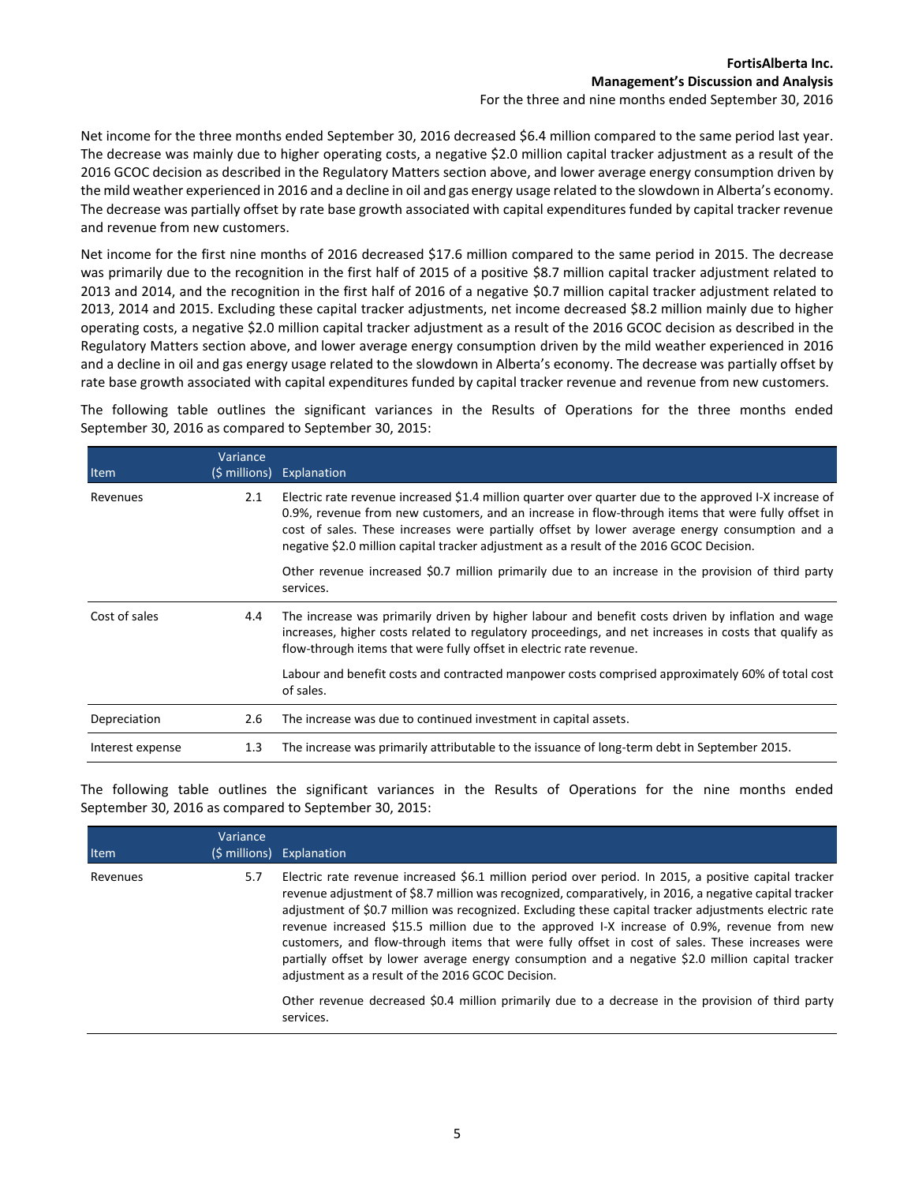Net income for the three months ended September 30, 2016 decreased $6.4 million compared to the same period last year. The decrease was mainly due to higher operating costs, a negative $2.0 million capital tracker adjustment as a result of the 2016 GCOC decision as described in the Regulatory Matters section above, and lower average energy consumption driven by the mild weather experienced in 2016 and a decline in oil and gas energy usage related to the slowdown in Alberta's economy. The decrease was partially offset by rate base growth associated with capital expenditures funded by capital tracker revenue and revenue from new customers.

Net income for the first nine months of 2016 decreased $17.6 million compared to the same period in 2015. The decrease was primarily due to the recognition in the first half of 2015 of a positive $8.7 million capital tracker adjustment related to 2013 and 2014, and the recognition in the first half of 2016 of a negative $0.7 million capital tracker adjustment related to 2013, 2014 and 2015. Excluding these capital tracker adjustments, net income decreased $8.2 million mainly due to higher operating costs, a negative $2.0 million capital tracker adjustment as a result of the 2016 GCOC decision as described in the Regulatory Matters section above, and lower average energy consumption driven by the mild weather experienced in 2016 and a decline in oil and gas energy usage related to the slowdown in Alberta's economy. The decrease was partially offset by rate base growth associated with capital expenditures funded by capital tracker revenue and revenue from new customers.

The following table outlines the significant variances in the Results of Operations for the three months ended September 30, 2016 as compared to September 30, 2015:

| Item | Variance ($ millions) | Explanation |
|---|---|---|
| Revenues | 2.1 | Electric rate revenue increased $1.4 million quarter over quarter due to the approved I-X increase of 0.9%, revenue from new customers, and an increase in flow-through items that were fully offset in cost of sales. These increases were partially offset by lower average energy consumption and a negative $2.0 million capital tracker adjustment as a result of the 2016 GCOC Decision.<br><br>Other revenue increased $0.7 million primarily due to an increase in the provision of third party services. |
| Cost of sales | 4.4 | The increase was primarily driven by higher labour and benefit costs driven by inflation and wage increases, higher costs related to regulatory proceedings, and net increases in costs that qualify as flow-through items that were fully offset in electric rate revenue.<br><br>Labour and benefit costs and contracted manpower costs comprised approximately 60% of total cost of sales. |
| Depreciation | 2.6 | The increase was due to continued investment in capital assets. |
| Interest expense | 1.3 | The increase was primarily attributable to the issuance of long-term debt in September 2015. |

The following table outlines the significant variances in the Results of Operations for the nine months ended September 30, 2016 as compared to September 30, 2015:

| Item | Variance ($ millions) | Explanation |
|---|---|---|
| Revenues | 5.7 | Electric rate revenue increased $6.1 million period over period. In 2015, a positive capital tracker revenue adjustment of $8.7 million was recognized, comparatively, in 2016, a negative capital tracker adjustment of $0.7 million was recognized. Excluding these capital tracker adjustments electric rate revenue increased $15.5 million due to the approved I-X increase of 0.9%, revenue from new customers, and flow-through items that were fully offset in cost of sales. These increases were partially offset by lower average energy consumption and a negative $2.0 million capital tracker adjustment as a result of the 2016 GCOC Decision.<br><br>Other revenue decreased $0.4 million primarily due to a decrease in the provision of third party services. |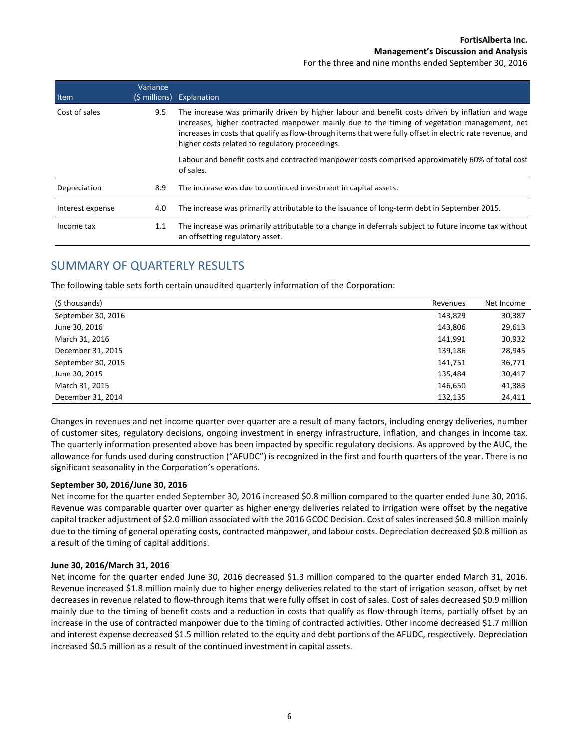| Item | Variance ($ millions) | Explanation |
|---|---|---|
| Cost of sales | 9.5 | The increase was primarily driven by higher labour and benefit costs driven by inflation and wage increases, higher contracted manpower mainly due to the timing of vegetation management, net increases in costs that qualify as flow-through items that were fully offset in electric rate revenue, and higher costs related to regulatory proceedings.<br><br>Labour and benefit costs and contracted manpower costs comprised approximately 60% of total cost of sales. |
| Depreciation | 8.9 | The increase was due to continued investment in capital assets. |
| Interest expense | 4.0 | The increase was primarily attributable to the issuance of long-term debt in September 2015. |
| Income tax | 1.1 | The increase was primarily attributable to a change in deferrals subject to future income tax without an offsetting regulatory asset. |

## SUMMARY OF QUARTERLY RESULTS

The following table sets forth certain unaudited quarterly information of the Corporation:

| ($ thousands) | Revenues | Net Income |
|---|---|---|
| September 30, 2016 | 143,829 | 30,387 |
| June 30, 2016 | 143,806 | 29,613 |
| March 31, 2016 | 141,991 | 30,932 |
| December 31, 2015 | 139,186 | 28,945 |
| September 30, 2015 | 141,751 | 36,771 |
| June 30, 2015 | 135,484 | 30,417 |
| March 31, 2015 | 146,650 | 41,383 |
| December 31, 2014 | 132,135 | 24,411 |

Changes in revenues and net income quarter over quarter are a result of many factors, including energy deliveries, number of customer sites, regulatory decisions, ongoing investment in energy infrastructure, inflation, and changes in income tax. The quarterly information presented above has been impacted by specific regulatory decisions. As approved by the AUC, the allowance for funds used during construction ("AFUDC") is recognized in the first and fourth quarters of the year. There is no significant seasonality in the Corporation's operations.

**September 30, 2016/June 30, 2016**

Net income for the quarter ended September 30, 2016 increased $0.8 million compared to the quarter ended June 30, 2016. Revenue was comparable quarter over quarter as higher energy deliveries related to irrigation were offset by the negative capital tracker adjustment of $2.0 million associated with the 2016 GCOC Decision. Cost of sales increased $0.8 million mainly due to the timing of general operating costs, contracted manpower, and labour costs. Depreciation decreased $0.8 million as a result of the timing of capital additions.

**June 30, 2016/March 31, 2016**

Net income for the quarter ended June 30, 2016 decreased $1.3 million compared to the quarter ended March 31, 2016. Revenue increased $1.8 million mainly due to higher energy deliveries related to the start of irrigation season, offset by net decreases in revenue related to flow-through items that were fully offset in cost of sales. Cost of sales decreased $0.9 million mainly due to the timing of benefit costs and a reduction in costs that qualify as flow-through items, partially offset by an increase in the use of contracted manpower due to the timing of contracted activities. Other income decreased $1.7 million and interest expense decreased $1.5 million related to the equity and debt portions of the AFUDC, respectively. Depreciation increased $0.5 million as a result of the continued investment in capital assets.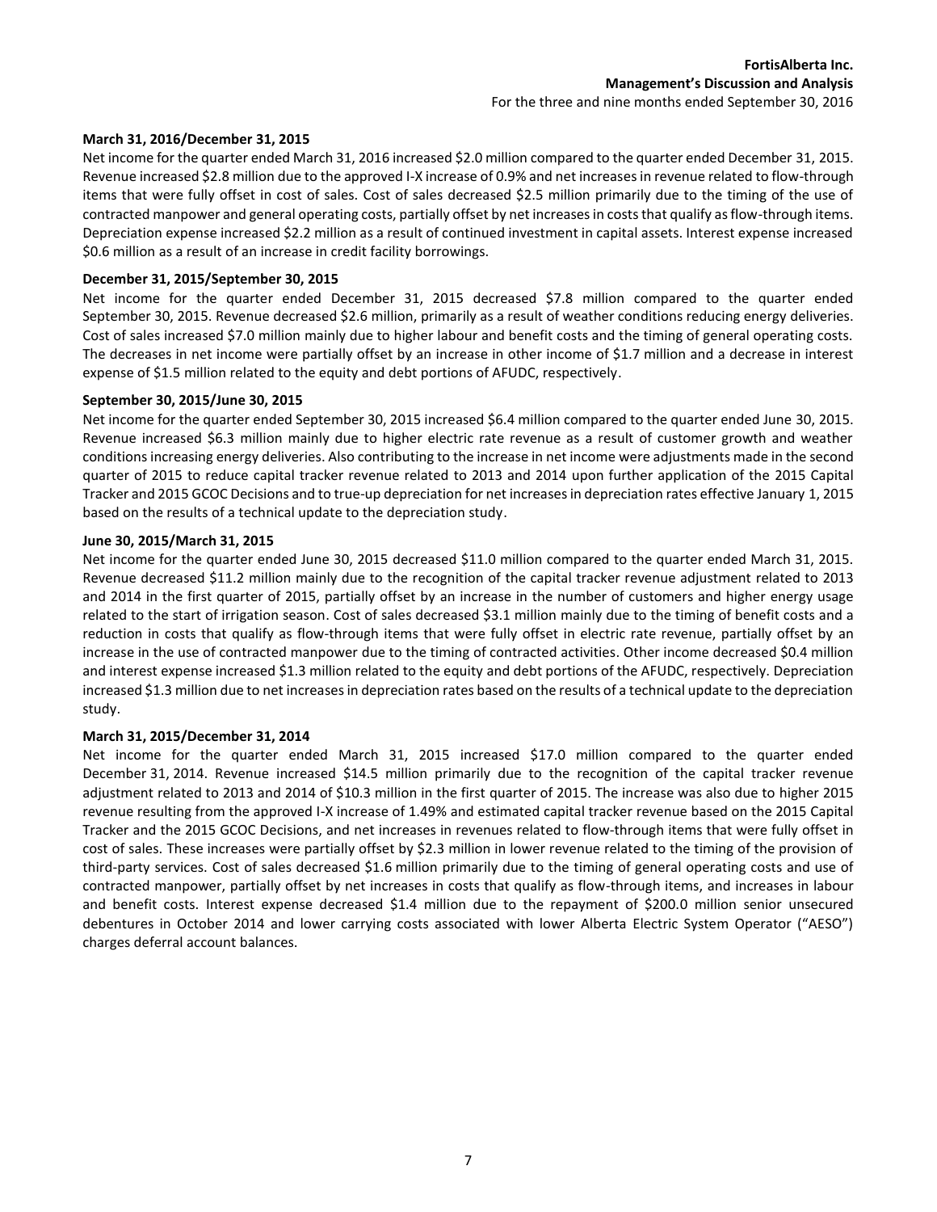**March 31, 2016/December 31, 2015**

Net income for the quarter ended March 31, 2016 increased $2.0 million compared to the quarter ended December 31, 2015. Revenue increased $2.8 million due to the approved I-X increase of 0.9% and net increases in revenue related to flow-through items that were fully offset in cost of sales. Cost of sales decreased $2.5 million primarily due to the timing of the use of contracted manpower and general operating costs, partially offset by net increases in costs that qualify as flow-through items. Depreciation expense increased $2.2 million as a result of continued investment in capital assets. Interest expense increased $0.6 million as a result of an increase in credit facility borrowings.

**December 31, 2015/September 30, 2015**

Net income for the quarter ended December 31, 2015 decreased $7.8 million compared to the quarter ended September 30, 2015. Revenue decreased $2.6 million, primarily as a result of weather conditions reducing energy deliveries. Cost of sales increased $7.0 million mainly due to higher labour and benefit costs and the timing of general operating costs. The decreases in net income were partially offset by an increase in other income of $1.7 million and a decrease in interest expense of $1.5 million related to the equity and debt portions of AFUDC, respectively.

**September 30, 2015/June 30, 2015**

Net income for the quarter ended September 30, 2015 increased $6.4 million compared to the quarter ended June 30, 2015. Revenue increased $6.3 million mainly due to higher electric rate revenue as a result of customer growth and weather conditions increasing energy deliveries. Also contributing to the increase in net income were adjustments made in the second quarter of 2015 to reduce capital tracker revenue related to 2013 and 2014 upon further application of the 2015 Capital Tracker and 2015 GCOC Decisions and to true-up depreciation for net increases in depreciation rates effective January 1, 2015 based on the results of a technical update to the depreciation study.

**June 30, 2015/March 31, 2015**

Net income for the quarter ended June 30, 2015 decreased $11.0 million compared to the quarter ended March 31, 2015. Revenue decreased $11.2 million mainly due to the recognition of the capital tracker revenue adjustment related to 2013 and 2014 in the first quarter of 2015, partially offset by an increase in the number of customers and higher energy usage related to the start of irrigation season. Cost of sales decreased $3.1 million mainly due to the timing of benefit costs and a reduction in costs that qualify as flow-through items that were fully offset in electric rate revenue, partially offset by an increase in the use of contracted manpower due to the timing of contracted activities. Other income decreased $0.4 million and interest expense increased $1.3 million related to the equity and debt portions of the AFUDC, respectively. Depreciation increased $1.3 million due to net increases in depreciation rates based on the results of a technical update to the depreciation study.

**March 31, 2015/December 31, 2014**

Net income for the quarter ended March 31, 2015 increased $17.0 million compared to the quarter ended December 31, 2014. Revenue increased $14.5 million primarily due to the recognition of the capital tracker revenue adjustment related to 2013 and 2014 of $10.3 million in the first quarter of 2015. The increase was also due to higher 2015 revenue resulting from the approved I-X increase of 1.49% and estimated capital tracker revenue based on the 2015 Capital Tracker and the 2015 GCOC Decisions, and net increases in revenues related to flow-through items that were fully offset in cost of sales. These increases were partially offset by $2.3 million in lower revenue related to the timing of the provision of third-party services. Cost of sales decreased $1.6 million primarily due to the timing of general operating costs and use of contracted manpower, partially offset by net increases in costs that qualify as flow-through items, and increases in labour and benefit costs. Interest expense decreased $1.4 million due to the repayment of $200.0 million senior unsecured debentures in October 2014 and lower carrying costs associated with lower Alberta Electric System Operator ("AESO") charges deferral account balances.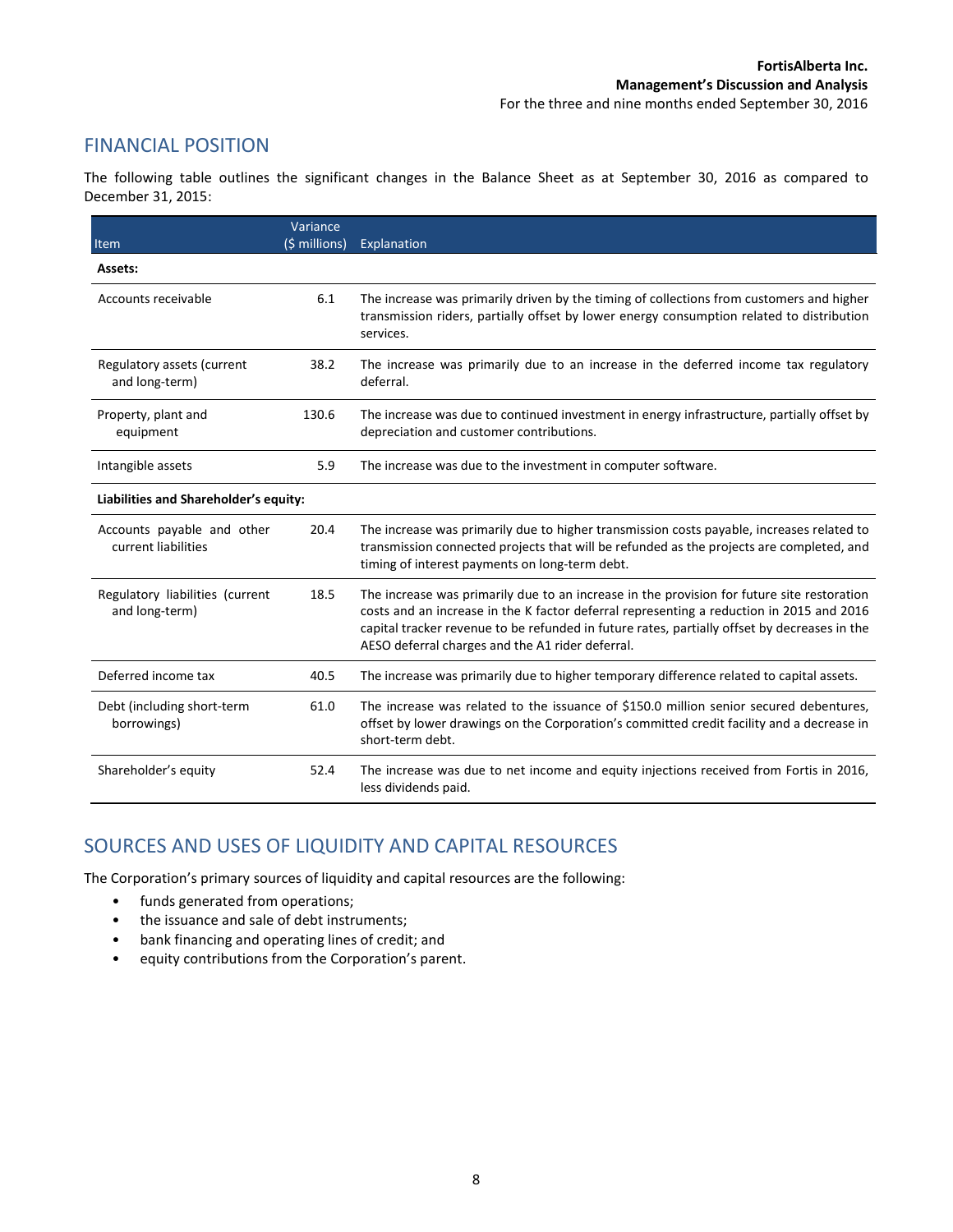## FINANCIAL POSITION

The following table outlines the significant changes in the Balance Sheet as at September 30, 2016 as compared to December 31, 2015:

| Item | Variance ($ millions) | Explanation |
|---|---|---|
| **Assets:** | | |
| Accounts receivable | 6.1 | The increase was primarily driven by the timing of collections from customers and higher transmission riders, partially offset by lower energy consumption related to distribution services. |
| Regulatory assets (current and long-term) | 38.2 | The increase was primarily due to an increase in the deferred income tax regulatory deferral. |
| Property, plant and equipment | 130.6 | The increase was due to continued investment in energy infrastructure, partially offset by depreciation and customer contributions. |
| Intangible assets | 5.9 | The increase was due to the investment in computer software. |
| **Liabilities and Shareholder's equity:** | | |
| Accounts payable and other current liabilities | 20.4 | The increase was primarily due to higher transmission costs payable, increases related to transmission connected projects that will be refunded as the projects are completed, and timing of interest payments on long-term debt. |
| Regulatory liabilities (current and long-term) | 18.5 | The increase was primarily due to an increase in the provision for future site restoration costs and an increase in the K factor deferral representing a reduction in 2015 and 2016 capital tracker revenue to be refunded in future rates, partially offset by decreases in the AESO deferral charges and the A1 rider deferral. |
| Deferred income tax | 40.5 | The increase was primarily due to higher temporary difference related to capital assets. |
| Debt (including short-term borrowings) | 61.0 | The increase was related to the issuance of $150.0 million senior secured debentures, offset by lower drawings on the Corporation's committed credit facility and a decrease in short-term debt. |
| Shareholder's equity | 52.4 | The increase was due to net income and equity injections received from Fortis in 2016, less dividends paid. |

## SOURCES AND USES OF LIQUIDITY AND CAPITAL RESOURCES

The Corporation's primary sources of liquidity and capital resources are the following:

- funds generated from operations;
- the issuance and sale of debt instruments;
- bank financing and operating lines of credit; and
- equity contributions from the Corporation's parent.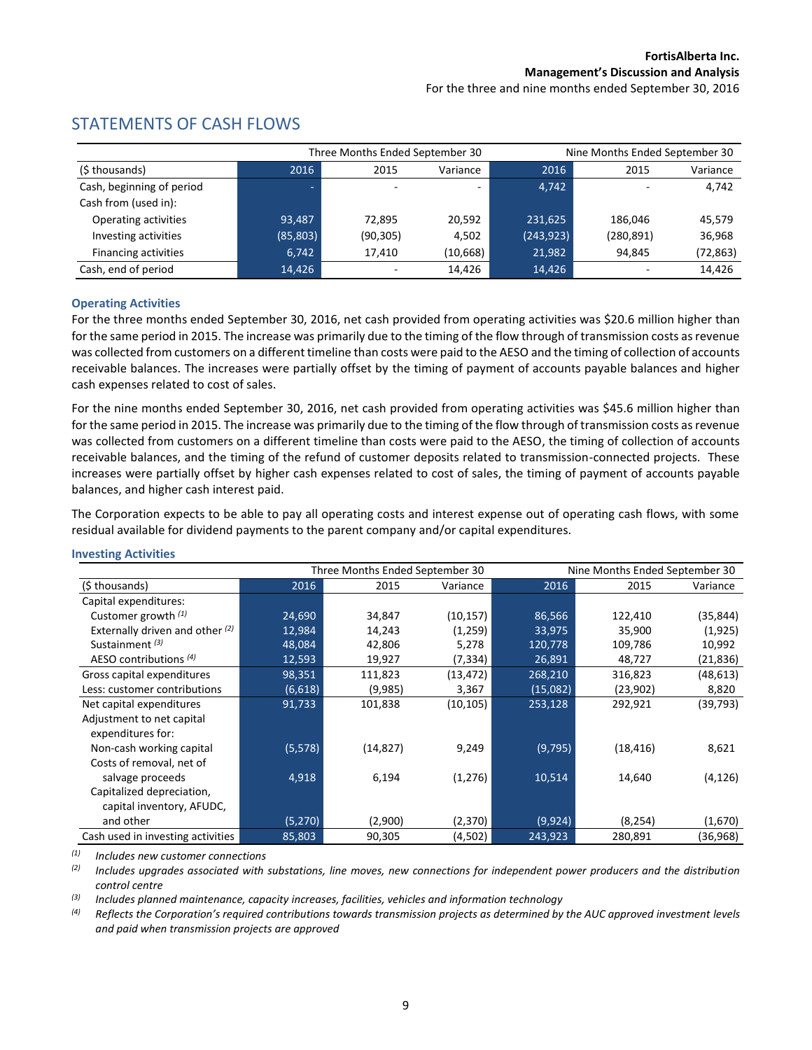## STATEMENTS OF CASH FLOWS

| | Three Months Ended September 30 | | | Nine Months Ended September 30 | | |
|---|---|---|---|---|---|---|
| ($ thousands) | 2016 | 2015 | Variance | 2016 | 2015 | Variance |
| Cash, beginning of period | - | - | - | 4,742 | - | 4,742 |
| Cash from (used in): | | | | | | |
| Operating activities | 93,487 | 72,895 | 20,592 | 231,625 | 186,046 | 45,579 |
| Investing activities | (85,803) | (90,305) | 4,502 | (243,923) | (280,891) | 36,968 |
| Financing activities | 6,742 | 17,410 | (10,668) | 21,982 | 94,845 | (72,863) |
| Cash, end of period | 14,426 | - | 14,426 | 14,426 | - | 14,426 |

### Operating Activities

For the three months ended September 30, 2016, net cash provided from operating activities was $20.6 million higher than for the same period in 2015. The increase was primarily due to the timing of the flow through of transmission costs as revenue was collected from customers on a different timeline than costs were paid to the AESO and the timing of collection of accounts receivable balances. The increases were partially offset by the timing of payment of accounts payable balances and higher cash expenses related to cost of sales.

For the nine months ended September 30, 2016, net cash provided from operating activities was $45.6 million higher than for the same period in 2015. The increase was primarily due to the timing of the flow through of transmission costs as revenue was collected from customers on a different timeline than costs were paid to the AESO, the timing of collection of accounts receivable balances, and the timing of the refund of customer deposits related to transmission-connected projects. These increases were partially offset by higher cash expenses related to cost of sales, the timing of payment of accounts payable balances, and higher cash interest paid.

The Corporation expects to be able to pay all operating costs and interest expense out of operating cash flows, with some residual available for dividend payments to the parent company and/or capital expenditures.

### Investing Activities

| | Three Months Ended September 30 | | | Nine Months Ended September 30 | | |
|---|---|---|---|---|---|---|
| ($ thousands) | 2016 | 2015 | Variance | 2016 | 2015 | Variance |
| Capital expenditures: | | | | | | |
| Customer growth [(1)] | 24,690 | 34,847 | (10,157) | 86,566 | 122,410 | (35,844) |
| Externally driven and other [(2)] | 12,984 | 14,243 | (1,259) | 33,975 | 35,900 | (1,925) |
| Sustainment [(3)] | 48,084 | 42,806 | 5,278 | 120,778 | 109,786 | 10,992 |
| AESO contributions [(4)] | 12,593 | 19,927 | (7,334) | 26,891 | 48,727 | (21,836) |
| Gross capital expenditures | 98,351 | 111,823 | (13,472) | 268,210 | 316,823 | (48,613) |
| Less: customer contributions | (6,618) | (9,985) | 3,367 | (15,082) | (23,902) | 8,820 |
| Net capital expenditures | 91,733 | 101,838 | (10,105) | 253,128 | 292,921 | (39,793) |
| Adjustment to net capital expenditures for: | | | | | | |
| Non-cash working capital | (5,578) | (14,827) | 9,249 | (9,795) | (18,416) | 8,621 |
| Costs of removal, net of salvage proceeds | 4,918 | 6,194 | (1,276) | 10,514 | 14,640 | (4,126) |
| Capitalized depreciation, capital inventory, AFUDC, and other | (5,270) | (2,900) | (2,370) | (9,924) | (8,254) | (1,670) |
| Cash used in investing activities | 85,803 | 90,305 | (4,502) | 243,923 | 280,891 | (36,968) |

*(1) Includes new customer connections*

*(2) Includes upgrades associated with substations, line moves, new connections for independent power producers and the distribution control centre*

*(3) Includes planned maintenance, capacity increases, facilities, vehicles and information technology*

*(4) Reflects the Corporation's required contributions towards transmission projects as determined by the AUC approved investment levels and paid when transmission projects are approved*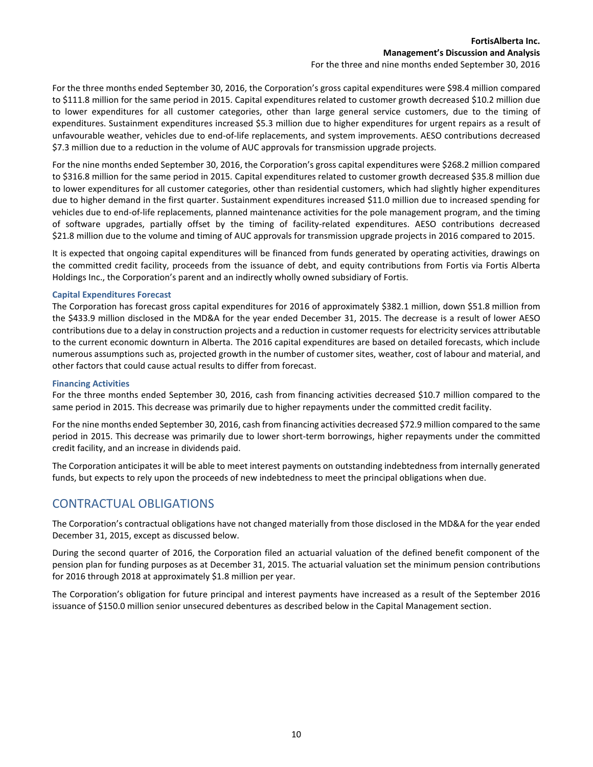For the three months ended September 30, 2016, the Corporation's gross capital expenditures were $98.4 million compared to $111.8 million for the same period in 2015. Capital expenditures related to customer growth decreased $10.2 million due to lower expenditures for all customer categories, other than large general service customers, due to the timing of expenditures. Sustainment expenditures increased $5.3 million due to higher expenditures for urgent repairs as a result of unfavourable weather, vehicles due to end-of-life replacements, and system improvements. AESO contributions decreased $7.3 million due to a reduction in the volume of AUC approvals for transmission upgrade projects.

For the nine months ended September 30, 2016, the Corporation's gross capital expenditures were $268.2 million compared to $316.8 million for the same period in 2015. Capital expenditures related to customer growth decreased $35.8 million due to lower expenditures for all customer categories, other than residential customers, which had slightly higher expenditures due to higher demand in the first quarter. Sustainment expenditures increased $11.0 million due to increased spending for vehicles due to end-of-life replacements, planned maintenance activities for the pole management program, and the timing of software upgrades, partially offset by the timing of facility-related expenditures. AESO contributions decreased $21.8 million due to the volume and timing of AUC approvals for transmission upgrade projects in 2016 compared to 2015.

It is expected that ongoing capital expenditures will be financed from funds generated by operating activities, drawings on the committed credit facility, proceeds from the issuance of debt, and equity contributions from Fortis via Fortis Alberta Holdings Inc., the Corporation's parent and an indirectly wholly owned subsidiary of Fortis.

### Capital Expenditures Forecast

The Corporation has forecast gross capital expenditures for 2016 of approximately $382.1 million, down $51.8 million from the $433.9 million disclosed in the MD&A for the year ended December 31, 2015. The decrease is a result of lower AESO contributions due to a delay in construction projects and a reduction in customer requests for electricity services attributable to the current economic downturn in Alberta. The 2016 capital expenditures are based on detailed forecasts, which include numerous assumptions such as, projected growth in the number of customer sites, weather, cost of labour and material, and other factors that could cause actual results to differ from forecast.

### Financing Activities

For the three months ended September 30, 2016, cash from financing activities decreased $10.7 million compared to the same period in 2015. This decrease was primarily due to higher repayments under the committed credit facility.

For the nine months ended September 30, 2016, cash from financing activities decreased $72.9 million compared to the same period in 2015. This decrease was primarily due to lower short-term borrowings, higher repayments under the committed credit facility, and an increase in dividends paid.

The Corporation anticipates it will be able to meet interest payments on outstanding indebtedness from internally generated funds, but expects to rely upon the proceeds of new indebtedness to meet the principal obligations when due.

## CONTRACTUAL OBLIGATIONS

The Corporation's contractual obligations have not changed materially from those disclosed in the MD&A for the year ended December 31, 2015, except as discussed below.

During the second quarter of 2016, the Corporation filed an actuarial valuation of the defined benefit component of the pension plan for funding purposes as at December 31, 2015. The actuarial valuation set the minimum pension contributions for 2016 through 2018 at approximately $1.8 million per year.

The Corporation's obligation for future principal and interest payments have increased as a result of the September 2016 issuance of $150.0 million senior unsecured debentures as described below in the Capital Management section.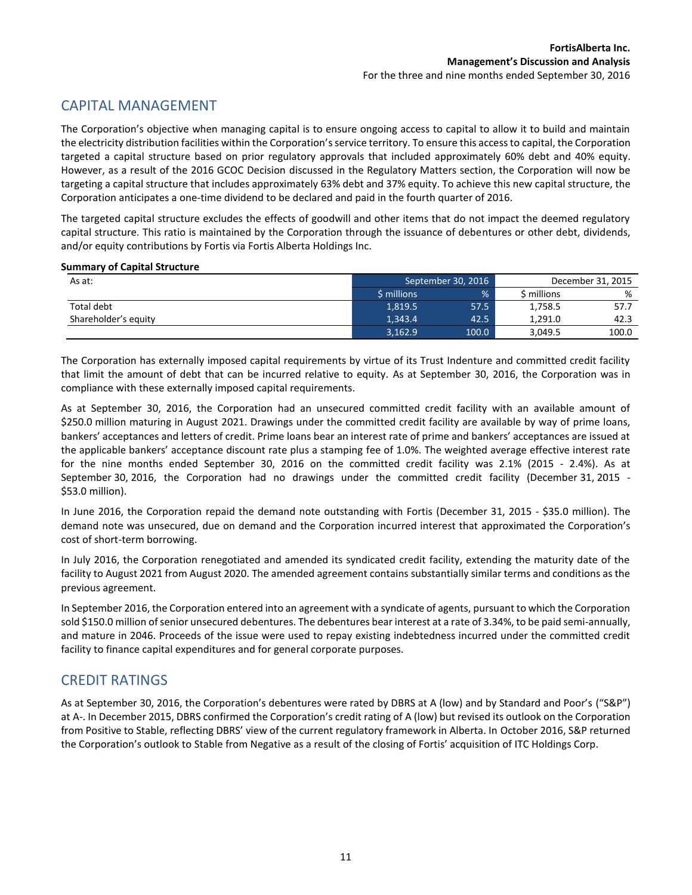## CAPITAL MANAGEMENT

The Corporation's objective when managing capital is to ensure ongoing access to capital to allow it to build and maintain the electricity distribution facilities within the Corporation's service territory. To ensure this access to capital, the Corporation targeted a capital structure based on prior regulatory approvals that included approximately 60% debt and 40% equity. However, as a result of the 2016 GCOC Decision discussed in the Regulatory Matters section, the Corporation will now be targeting a capital structure that includes approximately 63% debt and 37% equity. To achieve this new capital structure, the Corporation anticipates a one-time dividend to be declared and paid in the fourth quarter of 2016.

The targeted capital structure excludes the effects of goodwill and other items that do not impact the deemed regulatory capital structure. This ratio is maintained by the Corporation through the issuance of debentures or other debt, dividends, and/or equity contributions by Fortis via Fortis Alberta Holdings Inc.

**Summary of Capital Structure**

| As at: | September 30, 2016 | | December 31, 2015 | |
|---|---|---|---|---|
| | $ millions | % | $ millions | % |
| Total debt | 1,819.5 | 57.5 | 1,758.5 | 57.7 |
| Shareholder's equity | 1,343.4 | 42.5 | 1,291.0 | 42.3 |
| | 3,162.9 | 100.0 | 3,049.5 | 100.0 |

The Corporation has externally imposed capital requirements by virtue of its Trust Indenture and committed credit facility that limit the amount of debt that can be incurred relative to equity. As at September 30, 2016, the Corporation was in compliance with these externally imposed capital requirements.

As at September 30, 2016, the Corporation had an unsecured committed credit facility with an available amount of $250.0 million maturing in August 2021. Drawings under the committed credit facility are available by way of prime loans, bankers' acceptances and letters of credit. Prime loans bear an interest rate of prime and bankers' acceptances are issued at the applicable bankers' acceptance discount rate plus a stamping fee of 1.0%. The weighted average effective interest rate for the nine months ended September 30, 2016 on the committed credit facility was 2.1% (2015 - 2.4%). As at September 30, 2016, the Corporation had no drawings under the committed credit facility (December 31, 2015 - $53.0 million).

In June 2016, the Corporation repaid the demand note outstanding with Fortis (December 31, 2015 - $35.0 million). The demand note was unsecured, due on demand and the Corporation incurred interest that approximated the Corporation's cost of short-term borrowing.

In July 2016, the Corporation renegotiated and amended its syndicated credit facility, extending the maturity date of the facility to August 2021 from August 2020. The amended agreement contains substantially similar terms and conditions as the previous agreement.

In September 2016, the Corporation entered into an agreement with a syndicate of agents, pursuant to which the Corporation sold $150.0 million of senior unsecured debentures. The debentures bear interest at a rate of 3.34%, to be paid semi-annually, and mature in 2046. Proceeds of the issue were used to repay existing indebtedness incurred under the committed credit facility to finance capital expenditures and for general corporate purposes.

## CREDIT RATINGS

As at September 30, 2016, the Corporation's debentures were rated by DBRS at A (low) and by Standard and Poor's ("S&P") at A-. In December 2015, DBRS confirmed the Corporation's credit rating of A (low) but revised its outlook on the Corporation from Positive to Stable, reflecting DBRS' view of the current regulatory framework in Alberta. In October 2016, S&P returned the Corporation's outlook to Stable from Negative as a result of the closing of Fortis' acquisition of ITC Holdings Corp.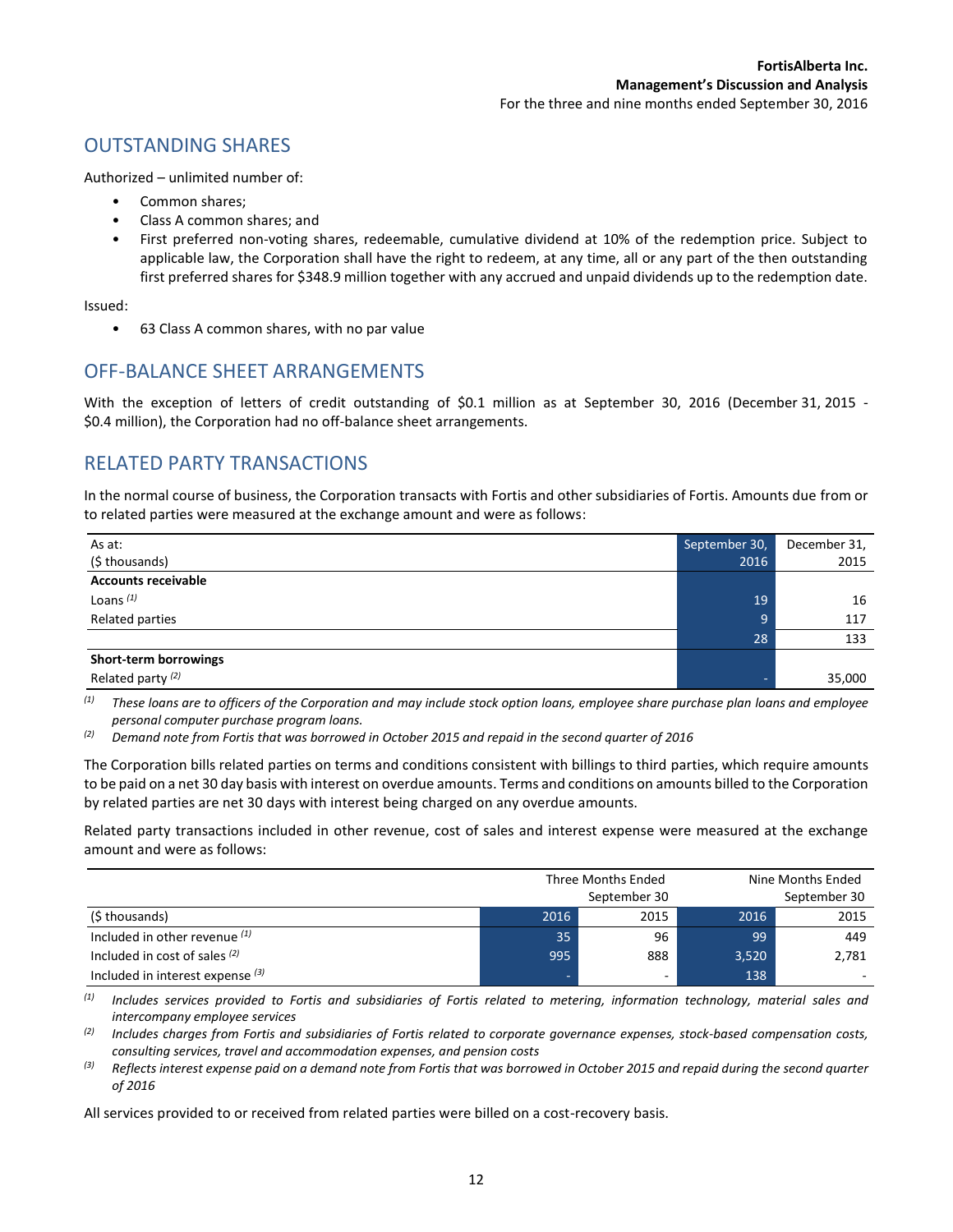## OUTSTANDING SHARES

Authorized – unlimited number of:

- Common shares;
- Class A common shares; and
- First preferred non-voting shares, redeemable, cumulative dividend at 10% of the redemption price. Subject to applicable law, the Corporation shall have the right to redeem, at any time, all or any part of the then outstanding first preferred shares for $348.9 million together with any accrued and unpaid dividends up to the redemption date.

Issued:

- 63 Class A common shares, with no par value

## OFF-BALANCE SHEET ARRANGEMENTS

With the exception of letters of credit outstanding of $0.1 million as at September 30, 2016 (December 31, 2015 - $0.4 million), the Corporation had no off-balance sheet arrangements.

## RELATED PARTY TRANSACTIONS

In the normal course of business, the Corporation transacts with Fortis and other subsidiaries of Fortis. Amounts due from or to related parties were measured at the exchange amount and were as follows:

| As at:<br>($ thousands) | September 30,<br>2016 | December 31,<br>2015 |
|---|---|---|
| **Accounts receivable** | | |
| Loans [(1)] | 19 | 16 |
| Related parties | 9 | 117 |
| | 28 | 133 |
| **Short-term borrowings** | | |
| Related party [(2)] | - | 35,000 |

[(1)] *These loans are to officers of the Corporation and may include stock option loans, employee share purchase plan loans and employee personal computer purchase program loans.*

[(2)] *Demand note from Fortis that was borrowed in October 2015 and repaid in the second quarter of 2016*

The Corporation bills related parties on terms and conditions consistent with billings to third parties, which require amounts to be paid on a net 30 day basis with interest on overdue amounts. Terms and conditions on amounts billed to the Corporation by related parties are net 30 days with interest being charged on any overdue amounts.

Related party transactions included in other revenue, cost of sales and interest expense were measured at the exchange amount and were as follows:

| | Three Months Ended September 30 | | Nine Months Ended September 30 | |
|---|---|---|---|---|
| ($ thousands) | 2016 | 2015 | 2016 | 2015 |
| Included in other revenue [(1)] | 35 | 96 | 99 | 449 |
| Included in cost of sales [(2)] | 995 | 888 | 3,520 | 2,781 |
| Included in interest expense [(3)] | - | - | 138 | - |

[(1)] *Includes services provided to Fortis and subsidiaries of Fortis related to metering, information technology, material sales and intercompany employee services*

[(2)] *Includes charges from Fortis and subsidiaries of Fortis related to corporate governance expenses, stock-based compensation costs, consulting services, travel and accommodation expenses, and pension costs*

[(3)] *Reflects interest expense paid on a demand note from Fortis that was borrowed in October 2015 and repaid during the second quarter of 2016*

All services provided to or received from related parties were billed on a cost-recovery basis.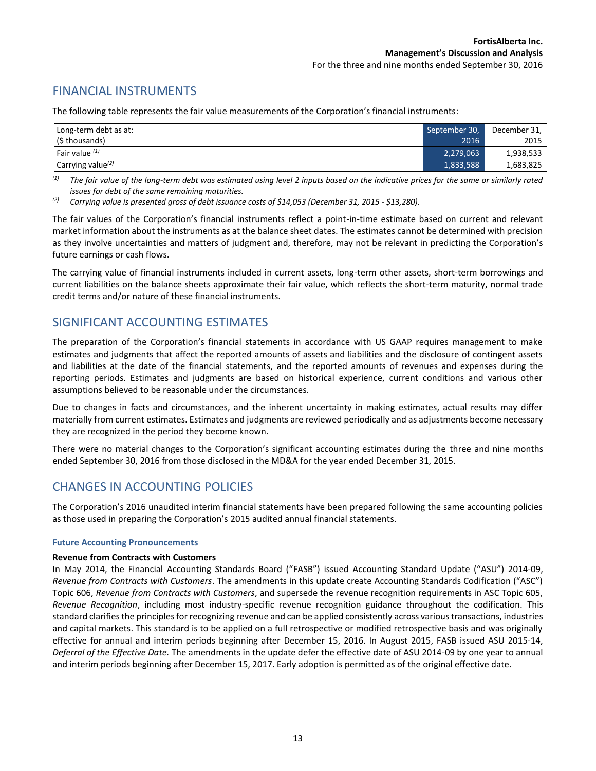## FINANCIAL INSTRUMENTS

The following table represents the fair value measurements of the Corporation's financial instruments:

| Long-term debt as at: ($ thousands) | September 30, 2016 | December 31, 2015 |
|---|---|---|
| Fair value [(1)] | 2,279,063 | 1,938,533 |
| Carrying value[(2)] | 1,833,588 | 1,683,825 |

[(1)] *The fair value of the long-term debt was estimated using level 2 inputs based on the indicative prices for the same or similarly rated issues for debt of the same remaining maturities.*

[(2)] *Carrying value is presented gross of debt issuance costs of $14,053 (December 31, 2015 - $13,280).*

The fair values of the Corporation's financial instruments reflect a point-in-time estimate based on current and relevant market information about the instruments as at the balance sheet dates. The estimates cannot be determined with precision as they involve uncertainties and matters of judgment and, therefore, may not be relevant in predicting the Corporation's future earnings or cash flows.

The carrying value of financial instruments included in current assets, long-term other assets, short-term borrowings and current liabilities on the balance sheets approximate their fair value, which reflects the short-term maturity, normal trade credit terms and/or nature of these financial instruments.

## SIGNIFICANT ACCOUNTING ESTIMATES

The preparation of the Corporation's financial statements in accordance with US GAAP requires management to make estimates and judgments that affect the reported amounts of assets and liabilities and the disclosure of contingent assets and liabilities at the date of the financial statements, and the reported amounts of revenues and expenses during the reporting periods. Estimates and judgments are based on historical experience, current conditions and various other assumptions believed to be reasonable under the circumstances.

Due to changes in facts and circumstances, and the inherent uncertainty in making estimates, actual results may differ materially from current estimates. Estimates and judgments are reviewed periodically and as adjustments become necessary they are recognized in the period they become known.

There were no material changes to the Corporation's significant accounting estimates during the three and nine months ended September 30, 2016 from those disclosed in the MD&A for the year ended December 31, 2015.

## CHANGES IN ACCOUNTING POLICIES

The Corporation's 2016 unaudited interim financial statements have been prepared following the same accounting policies as those used in preparing the Corporation's 2015 audited annual financial statements.

### Future Accounting Pronouncements

**Revenue from Contracts with Customers**

In May 2014, the Financial Accounting Standards Board ("FASB") issued Accounting Standard Update ("ASU") 2014-09, *Revenue from Contracts with Customers*. The amendments in this update create Accounting Standards Codification ("ASC") Topic 606, *Revenue from Contracts with Customers*, and supersede the revenue recognition requirements in ASC Topic 605, *Revenue Recognition*, including most industry-specific revenue recognition guidance throughout the codification. This standard clarifies the principles for recognizing revenue and can be applied consistently across various transactions, industries and capital markets. This standard is to be applied on a full retrospective or modified retrospective basis and was originally effective for annual and interim periods beginning after December 15, 2016. In August 2015, FASB issued ASU 2015-14, *Deferral of the Effective Date.* The amendments in the update defer the effective date of ASU 2014-09 by one year to annual and interim periods beginning after December 15, 2017. Early adoption is permitted as of the original effective date.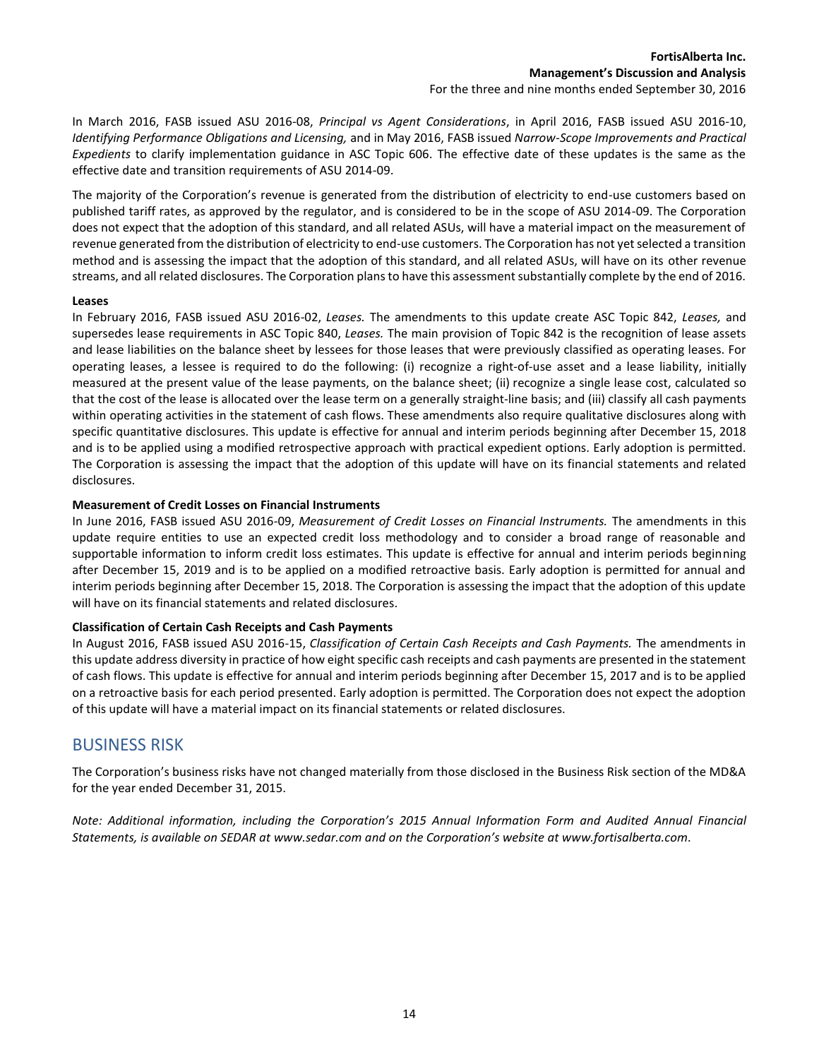In March 2016, FASB issued ASU 2016-08, *Principal vs Agent Considerations*, in April 2016, FASB issued ASU 2016-10, *Identifying Performance Obligations and Licensing,* and in May 2016, FASB issued *Narrow-Scope Improvements and Practical Expedients* to clarify implementation guidance in ASC Topic 606. The effective date of these updates is the same as the effective date and transition requirements of ASU 2014-09.

The majority of the Corporation's revenue is generated from the distribution of electricity to end-use customers based on published tariff rates, as approved by the regulator, and is considered to be in the scope of ASU 2014-09. The Corporation does not expect that the adoption of this standard, and all related ASUs, will have a material impact on the measurement of revenue generated from the distribution of electricity to end-use customers. The Corporation has not yet selected a transition method and is assessing the impact that the adoption of this standard, and all related ASUs, will have on its other revenue streams, and all related disclosures. The Corporation plans to have this assessment substantially complete by the end of 2016.

**Leases**

In February 2016, FASB issued ASU 2016-02, *Leases.* The amendments to this update create ASC Topic 842, *Leases,* and supersedes lease requirements in ASC Topic 840, *Leases.* The main provision of Topic 842 is the recognition of lease assets and lease liabilities on the balance sheet by lessees for those leases that were previously classified as operating leases. For operating leases, a lessee is required to do the following: (i) recognize a right-of-use asset and a lease liability, initially measured at the present value of the lease payments, on the balance sheet; (ii) recognize a single lease cost, calculated so that the cost of the lease is allocated over the lease term on a generally straight-line basis; and (iii) classify all cash payments within operating activities in the statement of cash flows. These amendments also require qualitative disclosures along with specific quantitative disclosures. This update is effective for annual and interim periods beginning after December 15, 2018 and is to be applied using a modified retrospective approach with practical expedient options. Early adoption is permitted. The Corporation is assessing the impact that the adoption of this update will have on its financial statements and related disclosures.

**Measurement of Credit Losses on Financial Instruments**

In June 2016, FASB issued ASU 2016-09, *Measurement of Credit Losses on Financial Instruments.* The amendments in this update require entities to use an expected credit loss methodology and to consider a broad range of reasonable and supportable information to inform credit loss estimates. This update is effective for annual and interim periods beginning after December 15, 2019 and is to be applied on a modified retroactive basis. Early adoption is permitted for annual and interim periods beginning after December 15, 2018. The Corporation is assessing the impact that the adoption of this update will have on its financial statements and related disclosures.

**Classification of Certain Cash Receipts and Cash Payments**

In August 2016, FASB issued ASU 2016-15, *Classification of Certain Cash Receipts and Cash Payments.* The amendments in this update address diversity in practice of how eight specific cash receipts and cash payments are presented in the statement of cash flows. This update is effective for annual and interim periods beginning after December 15, 2017 and is to be applied on a retroactive basis for each period presented. Early adoption is permitted. The Corporation does not expect the adoption of this update will have a material impact on its financial statements or related disclosures.

## BUSINESS RISK

The Corporation's business risks have not changed materially from those disclosed in the Business Risk section of the MD&A for the year ended December 31, 2015.

*Note: Additional information, including the Corporation's 2015 Annual Information Form and Audited Annual Financial Statements, is available on SEDAR at www.sedar.com and on the Corporation's website at www.fortisalberta.com.*